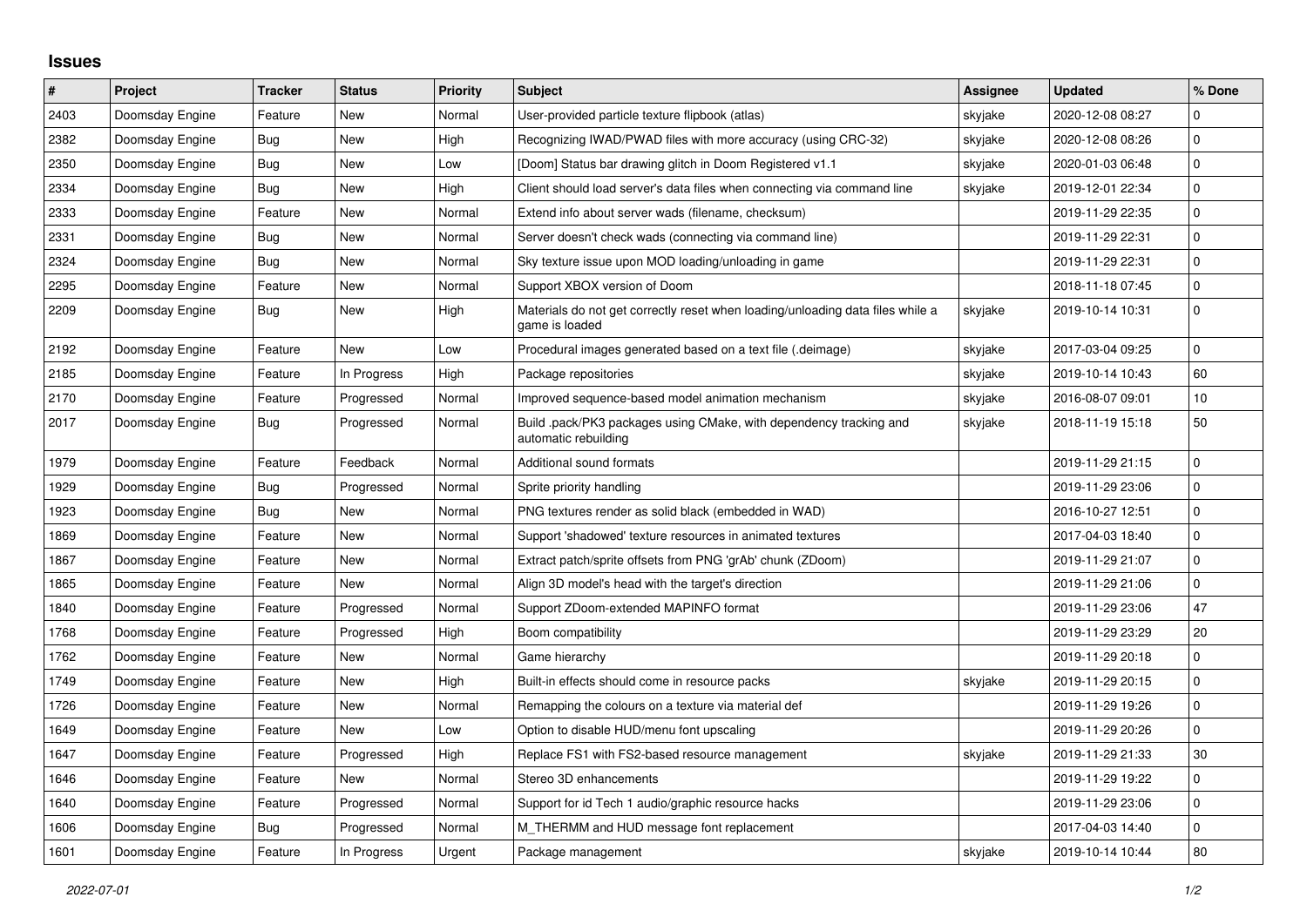## Issues

| # | Project | Tracker | Status | Priority | Subject | Assignee | Updated | % Done |
|---|---|---|---|---|---|---|---|---|
| 2403 | Doomsday Engine | Feature | New | Normal | User-provided particle texture flipbook (atlas) | skyjake | 2020-12-08 08:27 | 0 |
| 2382 | Doomsday Engine | Bug | New | High | Recognizing IWAD/PWAD files with more accuracy (using CRC-32) | skyjake | 2020-12-08 08:26 | 0 |
| 2350 | Doomsday Engine | Bug | New | Low | [Doom] Status bar drawing glitch in Doom Registered v1.1 | skyjake | 2020-01-03 06:48 | 0 |
| 2334 | Doomsday Engine | Bug | New | High | Client should load server's data files when connecting via command line | skyjake | 2019-12-01 22:34 | 0 |
| 2333 | Doomsday Engine | Feature | New | Normal | Extend info about server wads (filename, checksum) | | 2019-11-29 22:35 | 0 |
| 2331 | Doomsday Engine | Bug | New | Normal | Server doesn't check wads (connecting via command line) | | 2019-11-29 22:31 | 0 |
| 2324 | Doomsday Engine | Bug | New | Normal | Sky texture issue upon MOD loading/unloading in game | | 2019-11-29 22:31 | 0 |
| 2295 | Doomsday Engine | Feature | New | Normal | Support XBOX version of Doom | | 2018-11-18 07:45 | 0 |
| 2209 | Doomsday Engine | Bug | New | High | Materials do not get correctly reset when loading/unloading data files while a game is loaded | skyjake | 2019-10-14 10:31 | 0 |
| 2192 | Doomsday Engine | Feature | New | Low | Procedural images generated based on a text file (.deimage) | skyjake | 2017-03-04 09:25 | 0 |
| 2185 | Doomsday Engine | Feature | In Progress | High | Package repositories | skyjake | 2019-10-14 10:43 | 60 |
| 2170 | Doomsday Engine | Feature | Progressed | Normal | Improved sequence-based model animation mechanism | skyjake | 2016-08-07 09:01 | 10 |
| 2017 | Doomsday Engine | Bug | Progressed | Normal | Build .pack/PK3 packages using CMake, with dependency tracking and automatic rebuilding | skyjake | 2018-11-19 15:18 | 50 |
| 1979 | Doomsday Engine | Feature | Feedback | Normal | Additional sound formats | | 2019-11-29 21:15 | 0 |
| 1929 | Doomsday Engine | Bug | Progressed | Normal | Sprite priority handling | | 2019-11-29 23:06 | 0 |
| 1923 | Doomsday Engine | Bug | New | Normal | PNG textures render as solid black (embedded in WAD) | | 2016-10-27 12:51 | 0 |
| 1869 | Doomsday Engine | Feature | New | Normal | Support 'shadowed' texture resources in animated textures | | 2017-04-03 18:40 | 0 |
| 1867 | Doomsday Engine | Feature | New | Normal | Extract patch/sprite offsets from PNG 'grAb' chunk (ZDoom) | | 2019-11-29 21:07 | 0 |
| 1865 | Doomsday Engine | Feature | New | Normal | Align 3D model's head with the target's direction | | 2019-11-29 21:06 | 0 |
| 1840 | Doomsday Engine | Feature | Progressed | Normal | Support ZDoom-extended MAPINFO format | | 2019-11-29 23:06 | 47 |
| 1768 | Doomsday Engine | Feature | Progressed | High | Boom compatibility | | 2019-11-29 23:29 | 20 |
| 1762 | Doomsday Engine | Feature | New | Normal | Game hierarchy | | 2019-11-29 20:18 | 0 |
| 1749 | Doomsday Engine | Feature | New | High | Built-in effects should come in resource packs | skyjake | 2019-11-29 20:15 | 0 |
| 1726 | Doomsday Engine | Feature | New | Normal | Remapping the colours on a texture via material def | | 2019-11-29 19:26 | 0 |
| 1649 | Doomsday Engine | Feature | New | Low | Option to disable HUD/menu font upscaling | | 2019-11-29 20:26 | 0 |
| 1647 | Doomsday Engine | Feature | Progressed | High | Replace FS1 with FS2-based resource management | skyjake | 2019-11-29 21:33 | 30 |
| 1646 | Doomsday Engine | Feature | New | Normal | Stereo 3D enhancements | | 2019-11-29 19:22 | 0 |
| 1640 | Doomsday Engine | Feature | Progressed | Normal | Support for id Tech 1 audio/graphic resource hacks | | 2019-11-29 23:06 | 0 |
| 1606 | Doomsday Engine | Bug | Progressed | Normal | M_THERMM and HUD message font replacement | | 2017-04-03 14:40 | 0 |
| 1601 | Doomsday Engine | Feature | In Progress | Urgent | Package management | skyjake | 2019-10-14 10:44 | 80 |

*2022-07-01*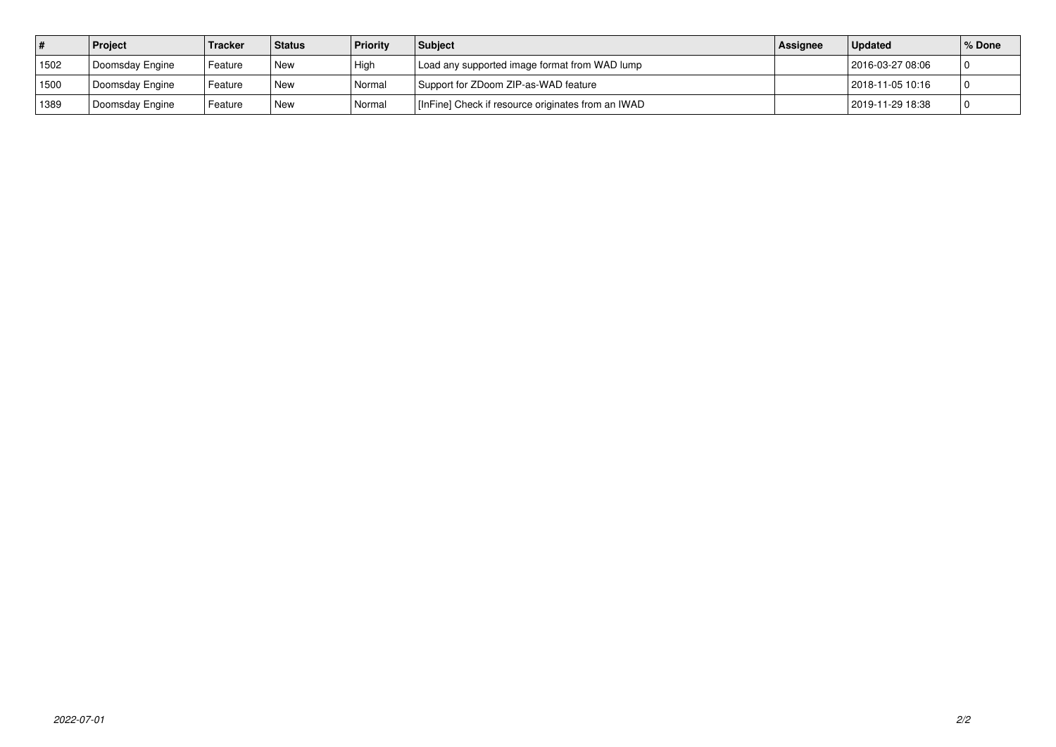| # | Project | Tracker | Status | Priority | Subject | Assignee | Updated | % Done |
|---|---|---|---|---|---|---|---|---|
| 1502 | Doomsday Engine | Feature | New | High | Load any supported image format from WAD lump | | 2016-03-27 08:06 | 0 |
| 1500 | Doomsday Engine | Feature | New | Normal | Support for ZDoom ZIP-as-WAD feature | | 2018-11-05 10:16 | 0 |
| 1389 | Doomsday Engine | Feature | New | Normal | [InFine] Check if resource originates from an IWAD | | 2019-11-29 18:38 | 0 |